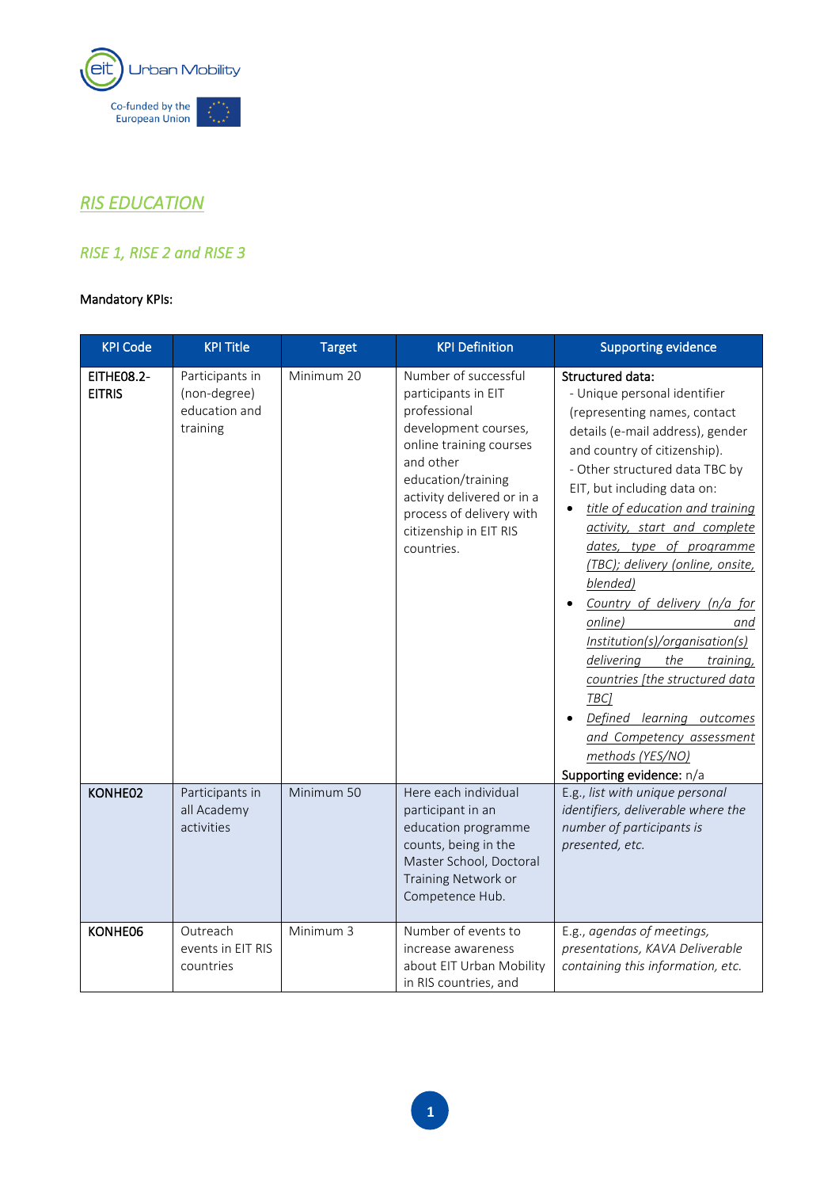## *RIS EDUCATION*

### *RISE 1, RISE 2 and RISE 3*

Mandatory KPIs:

| KPI Code | KPI Title | Target | KPI Definition | Supporting evidence |
|---|---|---|---|---|
| **EITHE08.2-EITRIS** | Participants in (non-degree) education and training | Minimum 20 | Number of successful participants in EIT professional development courses, online training courses and other education/training activity delivered or in a process of delivery with citizenship in EIT RIS countries. | **Structured data:**<br>- Unique personal identifier (representing names, contact details (e-mail address), gender and country of citizenship).<br>- Other structured data TBC by EIT, but including data on:<br>• *title of education and training activity, start and complete dates, type of programme (TBC); delivery (online, onsite, blended)*<br>• *Country of delivery (n/a for online) and Institution(s)/organisation(s) delivering the training, countries [the structured data TBC]*<br>• *Defined learning outcomes and Competency assessment methods (YES/NO)*<br>**Supporting evidence:** n/a |
| **KONHE02** | Participants in all Academy activities | Minimum 50 | Here each individual participant in an education programme counts, being in the Master School, Doctoral Training Network or Competence Hub. | E.g., *list with unique personal identifiers, deliverable where the number of participants is presented, etc.* |
| **KONHE06** | Outreach events in EIT RIS countries | Minimum 3 | Number of events to increase awareness about EIT Urban Mobility in RIS countries, and | E.g., *agendas of meetings, presentations, KAVA Deliverable containing this information, etc.* |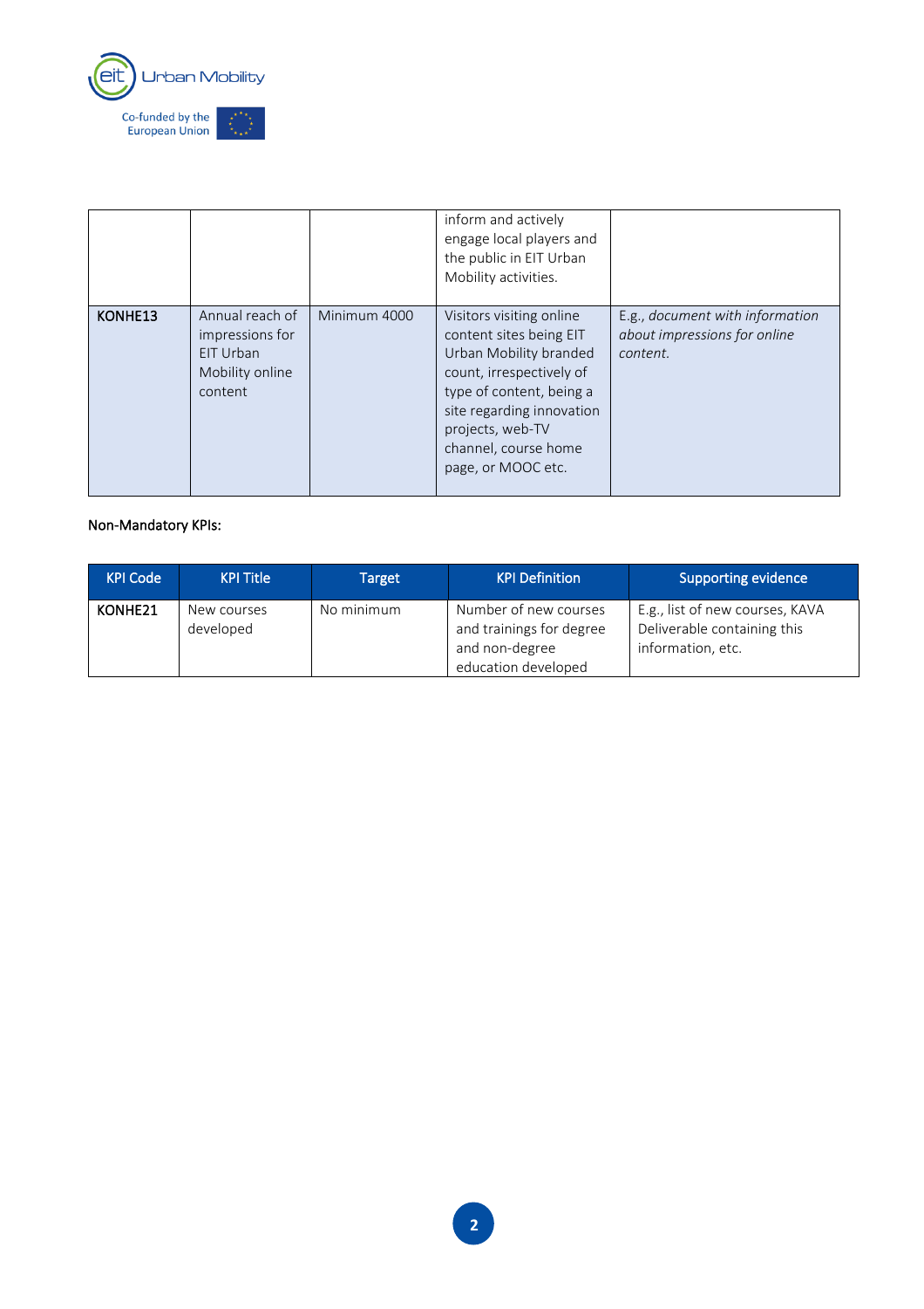| | | | | |
|---|---|---|---|---|
| | | | inform and actively engage local players and the public in EIT Urban Mobility activities. | |
| **KONHE13** | Annual reach of impressions for EIT Urban Mobility online content | Minimum 4000 | Visitors visiting online content sites being EIT Urban Mobility branded count, irrespectively of type of content, being a site regarding innovation projects, web-TV channel, course home page, or MOOC etc. | E.g., *document with information about impressions for online content.* |

Non-Mandatory KPIs:

| KPI Code | KPI Title | Target | KPI Definition | Supporting evidence |
|---|---|---|---|---|
| **KONHE21** | New courses developed | No minimum | Number of new courses and trainings for degree and non-degree education developed | E.g., list of new courses, KAVA Deliverable containing this information, etc. |